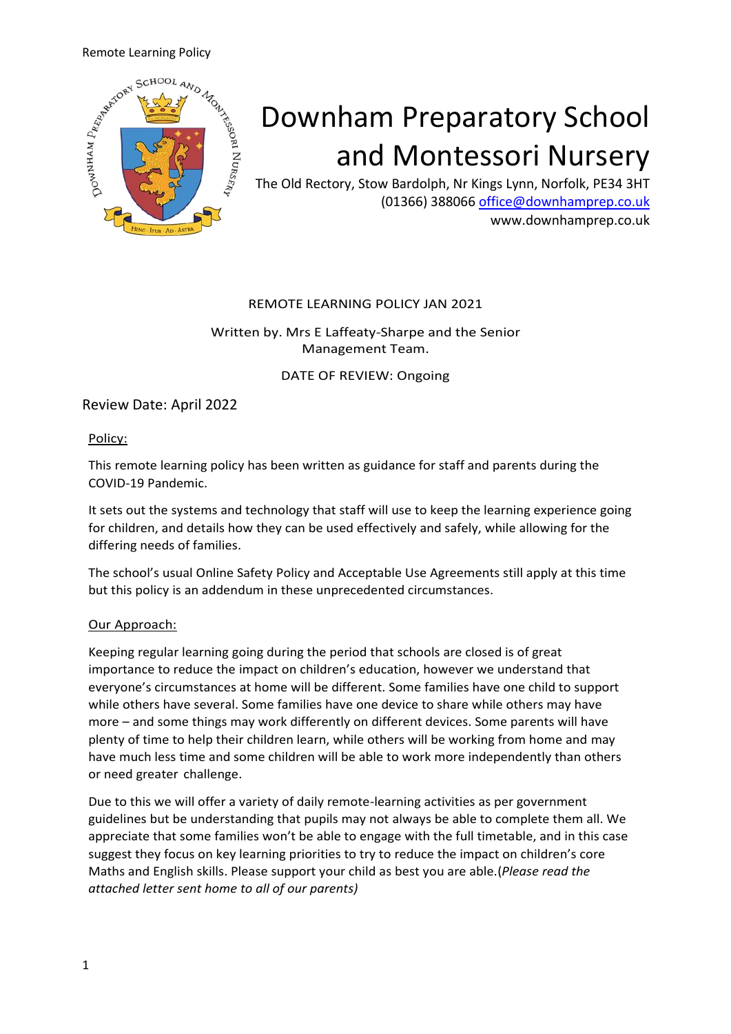# Downham Preparatory School and Montessori Nursery

The Old Rectory, Stow Bardolph, Nr Kings Lynn, Norfolk, PE34 3HT
(01366) 388066 office@downhamprep.co.uk
www.downhamprep.co.uk

REMOTE LEARNING POLICY JAN 2021

Written by. Mrs E Laffeaty-Sharpe and the Senior Management Team.

DATE OF REVIEW: Ongoing

Review Date: April 2022

## Policy:

This remote learning policy has been written as guidance for staff and parents during the COVID-19 Pandemic.

It sets out the systems and technology that staff will use to keep the learning experience going for children, and details how they can be used effectively and safely, while allowing for the differing needs of families.

The school's usual Online Safety Policy and Acceptable Use Agreements still apply at this time but this policy is an addendum in these unprecedented circumstances.

## Our Approach:

Keeping regular learning going during the period that schools are closed is of great importance to reduce the impact on children's education, however we understand that everyone's circumstances at home will be different. Some families have one child to support while others have several. Some families have one device to share while others may have more – and some things may work differently on different devices. Some parents will have plenty of time to help their children learn, while others will be working from home and may have much less time and some children will be able to work more independently than others or need greater challenge.

Due to this we will offer a variety of daily remote-learning activities as per government guidelines but be understanding that pupils may not always be able to complete them all. We appreciate that some families won't be able to engage with the full timetable, and in this case suggest they focus on key learning priorities to try to reduce the impact on children's core Maths and English skills. Please support your child as best you are able.(*Please read the attached letter sent home to all of our parents)*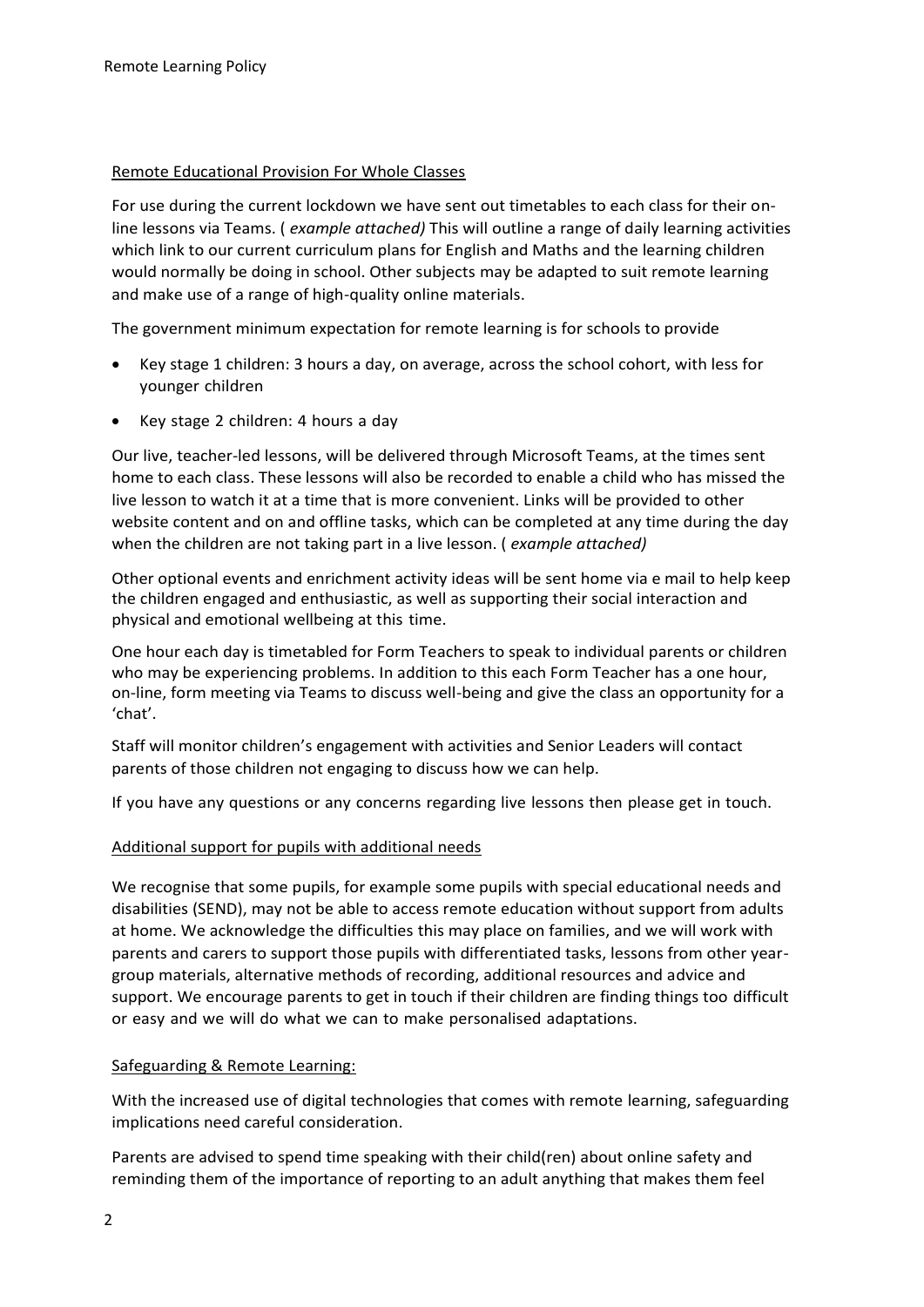## Remote Educational Provision For Whole Classes

For use during the current lockdown we have sent out timetables to each class for their on-line lessons via Teams. ( *example attached)* This will outline a range of daily learning activities which link to our current curriculum plans for English and Maths and the learning children would normally be doing in school. Other subjects may be adapted to suit remote learning and make use of a range of high-quality online materials.

The government minimum expectation for remote learning is for schools to provide

- Key stage 1 children: 3 hours a day, on average, across the school cohort, with less for younger children
- Key stage 2 children: 4 hours a day

Our live, teacher-led lessons, will be delivered through Microsoft Teams, at the times sent home to each class. These lessons will also be recorded to enable a child who has missed the live lesson to watch it at a time that is more convenient. Links will be provided to other website content and on and offline tasks, which can be completed at any time during the day when the children are not taking part in a live lesson. ( *example attached)*

Other optional events and enrichment activity ideas will be sent home via e mail to help keep the children engaged and enthusiastic, as well as supporting their social interaction and physical and emotional wellbeing at this time.

One hour each day is timetabled for Form Teachers to speak to individual parents or children who may be experiencing problems. In addition to this each Form Teacher has a one hour, on-line, form meeting via Teams to discuss well-being and give the class an opportunity for a 'chat'.

Staff will monitor children's engagement with activities and Senior Leaders will contact parents of those children not engaging to discuss how we can help.

If you have any questions or any concerns regarding live lessons then please get in touch.

## Additional support for pupils with additional needs

We recognise that some pupils, for example some pupils with special educational needs and disabilities (SEND), may not be able to access remote education without support from adults at home. We acknowledge the difficulties this may place on families, and we will work with parents and carers to support those pupils with differentiated tasks, lessons from other year-group materials, alternative methods of recording, additional resources and advice and support. We encourage parents to get in touch if their children are finding things too difficult or easy and we will do what we can to make personalised adaptations.

## Safeguarding & Remote Learning:

With the increased use of digital technologies that comes with remote learning, safeguarding implications need careful consideration.

Parents are advised to spend time speaking with their child(ren) about online safety and reminding them of the importance of reporting to an adult anything that makes them feel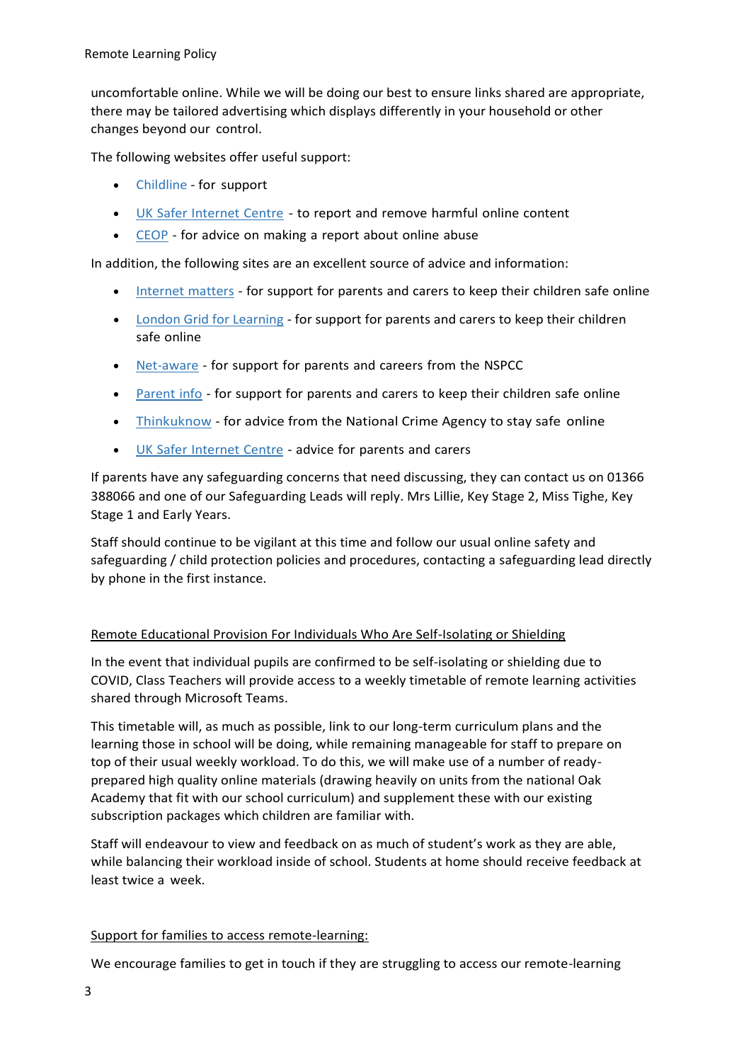uncomfortable online. While we will be doing our best to ensure links shared are appropriate, there may be tailored advertising which displays differently in your household or other changes beyond our control.

The following websites offer useful support:

- Childline - for support
- UK Safer Internet Centre - to report and remove harmful online content
- CEOP - for advice on making a report about online abuse

In addition, the following sites are an excellent source of advice and information:

- Internet matters - for support for parents and carers to keep their children safe online
- London Grid for Learning - for support for parents and carers to keep their children safe online
- Net-aware - for support for parents and careers from the NSPCC
- Parent info - for support for parents and carers to keep their children safe online
- Thinkuknow - for advice from the National Crime Agency to stay safe online
- UK Safer Internet Centre - advice for parents and carers

If parents have any safeguarding concerns that need discussing, they can contact us on 01366 388066 and one of our Safeguarding Leads will reply. Mrs Lillie, Key Stage 2, Miss Tighe, Key Stage 1 and Early Years.

Staff should continue to be vigilant at this time and follow our usual online safety and safeguarding / child protection policies and procedures, contacting a safeguarding lead directly by phone in the first instance.

## Remote Educational Provision For Individuals Who Are Self-Isolating or Shielding

In the event that individual pupils are confirmed to be self-isolating or shielding due to COVID, Class Teachers will provide access to a weekly timetable of remote learning activities shared through Microsoft Teams.

This timetable will, as much as possible, link to our long-term curriculum plans and the learning those in school will be doing, while remaining manageable for staff to prepare on top of their usual weekly workload. To do this, we will make use of a number of ready-prepared high quality online materials (drawing heavily on units from the national Oak Academy that fit with our school curriculum) and supplement these with our existing subscription packages which children are familiar with.

Staff will endeavour to view and feedback on as much of student's work as they are able, while balancing their workload inside of school. Students at home should receive feedback at least twice a week.

## Support for families to access remote-learning:

We encourage families to get in touch if they are struggling to access our remote-learning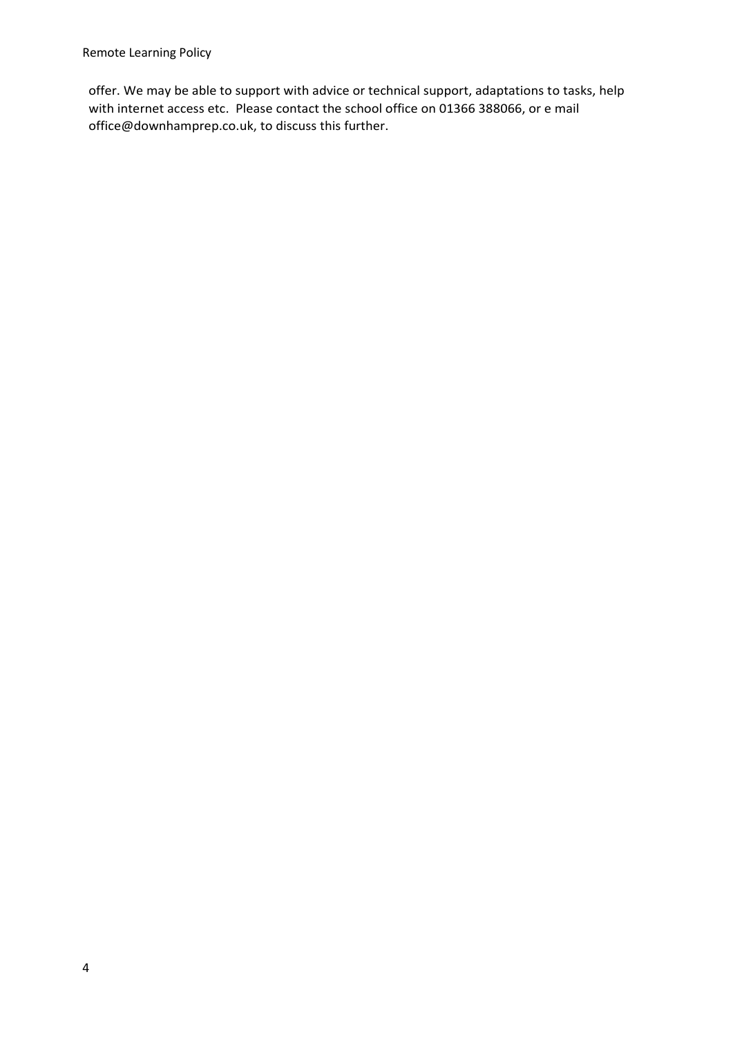offer. We may be able to support with advice or technical support, adaptations to tasks, help with internet access etc. Please contact the school office on 01366 388066, or e mail office@downhamprep.co.uk, to discuss this further.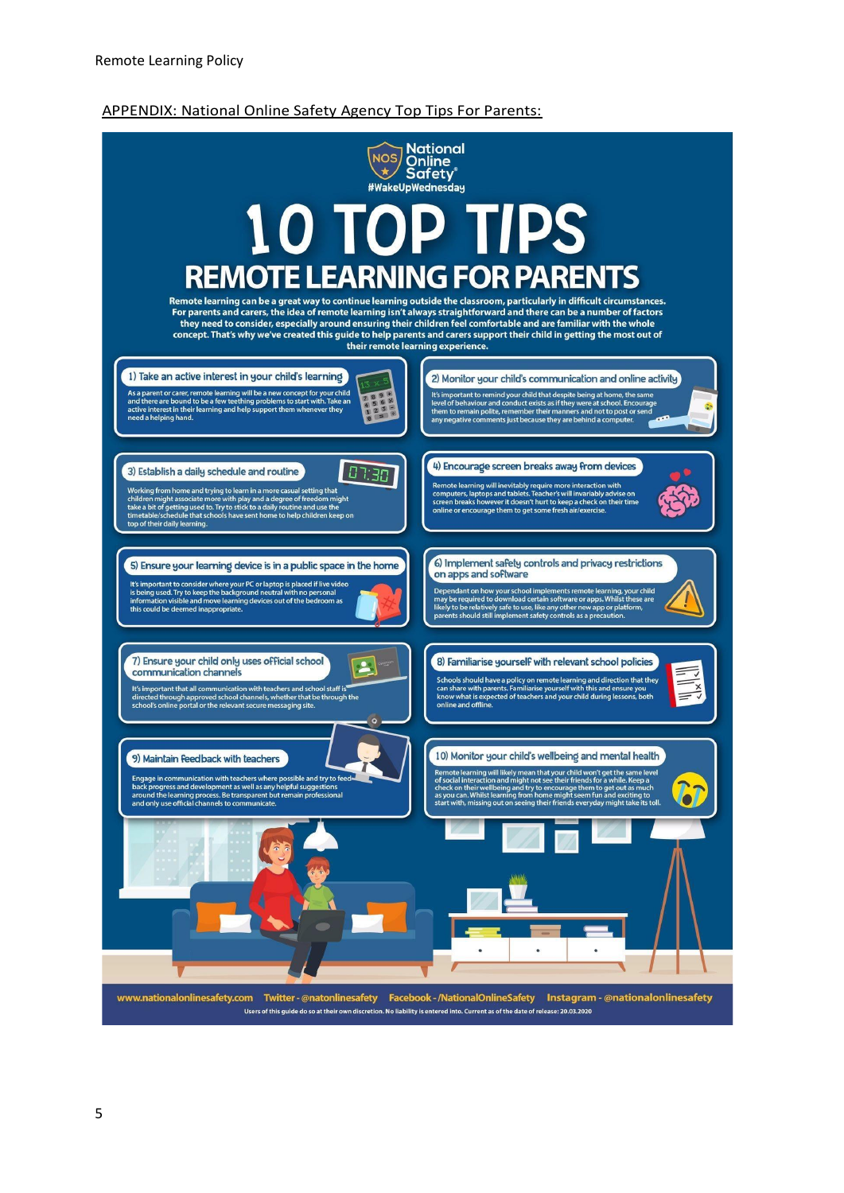## APPENDIX: National Online Safety Agency Top Tips For Parents:

National Online Safety®

#WakeUpWednesday

# 10 TOP TIPS

## REMOTE LEARNING FOR PARENTS

**Remote learning can be a great way to continue learning outside the classroom, particularly in difficult circumstances. For parents and carers, the idea of remote learning isn't always straightforward and there can be a number of factors they need to consider, especially around ensuring their children feel comfortable and are familiar with the whole concept. That's why we've created this guide to help parents and carers support their child in getting the most out of their remote learning experience.**

### 1) Take an active interest in your child's learning

As a parent or carer, remote learning will be a new concept for your child and there are bound to be a few teething problems to start with. Take an active interest in their learning and help support them whenever they need a helping hand.

### 2) Monitor your child's communication and online activity

It's important to remind your child that despite being at home, the same level of behaviour and conduct exists as if they were at school. Encourage them to remain polite, remember their manners and not to post or send any negative comments just because they are behind a computer.

### 3) Establish a daily schedule and routine

Working from home and trying to learn in a more casual setting that children might associate more with play and a degree of freedom might take a bit of getting used to. Try to stick to a daily routine and use the timetable/schedule that schools have sent home to help children keep on top of their daily learning.

### 4) Encourage screen breaks away from devices

Remote learning will inevitably require more interaction with computers, laptops and tablets. Teacher's will invariably advise on screen breaks however it doesn't hurt to keep a check on their time online or encourage them to get some fresh air/exercise.

### 5) Ensure your learning device is in a public space in the home

It's important to consider where your PC or laptop is placed if live video is being used. Try to keep the background neutral with no personal information visible and move learning devices out of the bedroom as this could be deemed inappropriate.

### 6) Implement safety controls and privacy restrictions on apps and software

Dependant on how your school implements remote learning, your child may be required to download certain software or apps. Whilst these are likely to be relatively safe to use, like any other new app or platform, parents should still implement safety controls as a precaution.

### 7) Ensure your child only uses official school communication channels

It's important that all communication with teachers and school staff is directed through approved school channels, whether that be through the school's online portal or the relevant secure messaging site.

### 8) Familiarise yourself with relevant school policies

Schools should have a policy on remote learning and direction that they can share with parents. Familiarise yourself with this and ensure you know what is expected of teachers and your child during lessons, both online and offline.

### 9) Maintain feedback with teachers

Engage in communication with teachers where possible and try to feed back progress and development as well as any helpful suggestions around the learning process. Be transparent but remain professional and only use official channels to communicate.

### 10) Monitor your child's wellbeing and mental health

Remote learning will likely mean that your child won't get the same level of social interaction and might not see their friends for a while. Keep a check on their wellbeing and try to encourage them to get out as much as you can. Whilst learning from home might seem fun and exciting to start with, missing out on seeing their friends everyday might take its toll.

www.nationalonlinesafety.com Twitter - @natonlinesafety Facebook - /NationalOnlineSafety Instagram - @nationalonlinesafety

Users of this guide do so at their own discretion. No liability is entered into. Current as of the date of release: 20.03.2020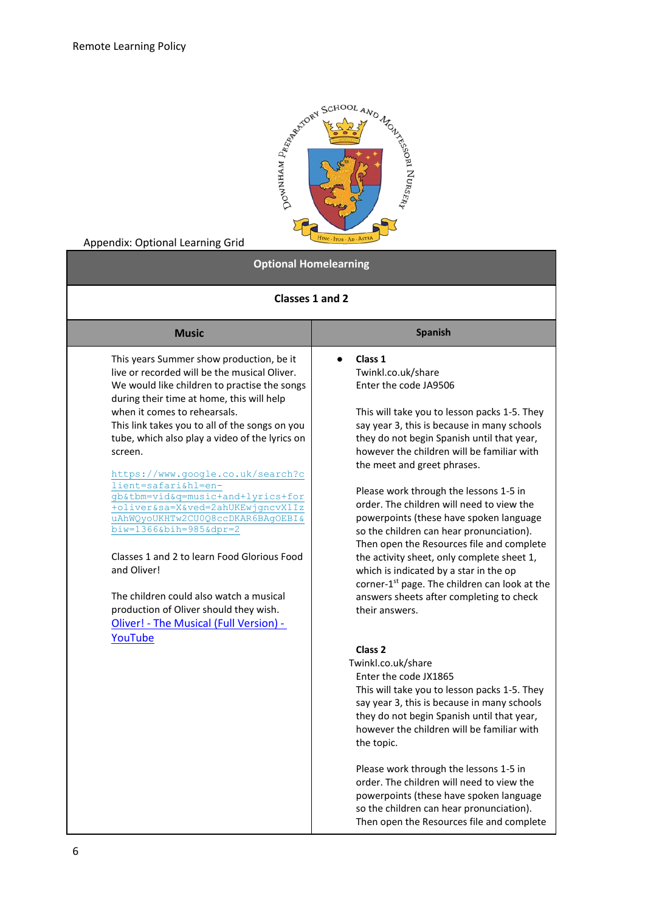Appendix: Optional Learning Grid

| Optional Homelearning | |
|---|---|
| **Classes 1 and 2** | |
| **Music** | **Spanish** |
| This years Summer show production, be it live or recorded will be the musical Oliver. We would like children to practise the songs during their time at home, this will help when it comes to rehearsals.<br>This link takes you to all of the songs on you tube, which also play a video of the lyrics on screen.<br><br>https://www.google.co.uk/search?client=safari&hl=en-gb&tbm=vid&q=music+and+lyrics+for+oliver&sa=X&ved=2ahUKEwjgncvX1IzuAhWQyoUKHTw2CU0Q8ccDKAR6BAgOEBI&biw=1366&bih=985&dpr=2<br><br>Classes 1 and 2 to learn Food Glorious Food and Oliver!<br><br>The children could also watch a musical production of Oliver should they wish.<br>Oliver! - The Musical (Full Version) - YouTube | • **Class 1**<br>Twinkl.co.uk/share<br>Enter the code JA9506<br><br>This will take you to lesson packs 1-5. They say year 3, this is because in many schools they do not begin Spanish until that year, however the children will be familiar with the meet and greet phrases.<br><br>Please work through the lessons 1-5 in order. The children will need to view the powerpoints (these have spoken language so the children can hear pronunciation). Then open the Resources file and complete the activity sheet, only complete sheet 1, which is indicated by a star in the op corner-1st page. The children can look at the answers sheets after completing to check their answers.<br><br>**Class 2**<br>Twinkl.co.uk/share<br>Enter the code JX1865<br>This will take you to lesson packs 1-5. They say year 3, this is because in many schools they do not begin Spanish until that year, however the children will be familiar with the topic.<br><br>Please work through the lessons 1-5 in order. The children will need to view the powerpoints (these have spoken language so the children can hear pronunciation). Then open the Resources file and complete |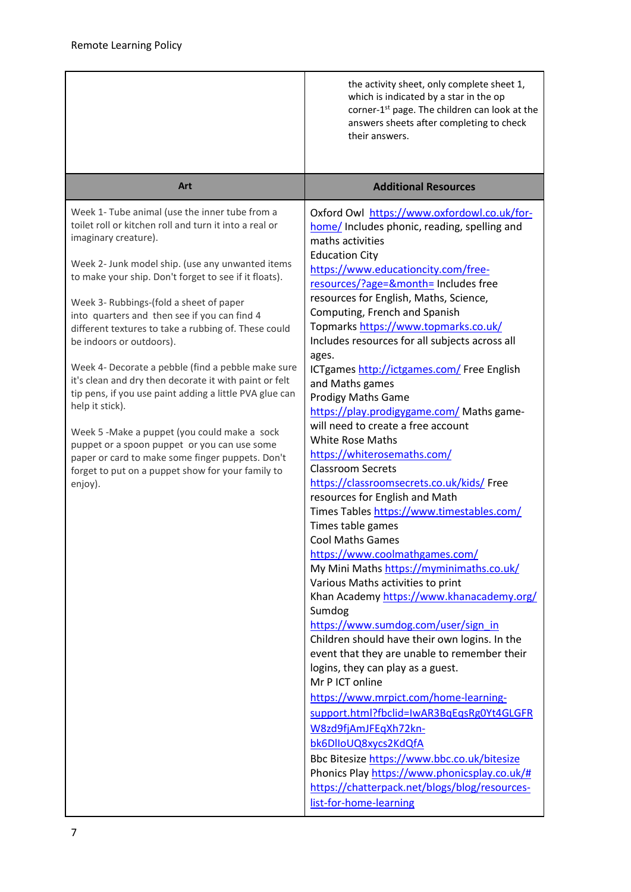| | |
|---|---|
| | the activity sheet, only complete sheet 1, which is indicated by a star in the op corner-1st page. The children can look at the answers sheets after completing to check their answers. |
| **Art** | **Additional Resources** |
| Week 1- Tube animal (use the inner tube from a toilet roll or kitchen roll and turn it into a real or imaginary creature).<br><br>Week 2- Junk model ship. (use any unwanted items to make your ship. Don't forget to see if it floats).<br><br>Week 3- Rubbings-(fold a sheet of paper into quarters and then see if you can find 4 different textures to take a rubbing of. These could be indoors or outdoors).<br><br>Week 4- Decorate a pebble (find a pebble make sure it's clean and dry then decorate it with paint or felt tip pens, if you use paint adding a little PVA glue can help it stick).<br><br>Week 5 -Make a puppet (you could make a sock puppet or a spoon puppet or you can use some paper or card to make some finger puppets. Don't forget to put on a puppet show for your family to enjoy). | Oxford Owl https://www.oxfordowl.co.uk/for-home/ Includes phonic, reading, spelling and maths activities<br>Education City https://www.educationcity.com/free-resources/?age=&month= Includes free resources for English, Maths, Science, Computing, French and Spanish<br>Topmarks https://www.topmarks.co.uk/ Includes resources for all subjects across all ages.<br>ICTgames http://ictgames.com/ Free English and Maths games<br>Prodigy Maths Game https://play.prodigygame.com/ Maths game-will need to create a free account<br>White Rose Maths https://whiterosemaths.com/<br>Classroom Secrets https://classroomsecrets.co.uk/kids/ Free resources for English and Math<br>Times Tables https://www.timestables.com/ Times table games<br>Cool Maths Games https://www.coolmathgames.com/<br>My Mini Maths https://myminimaths.co.uk/ Various Maths activities to print<br>Khan Academy https://www.khanacademy.org/<br>Sumdog https://www.sumdog.com/user/sign_in Children should have their own logins. In the event that they are unable to remember their logins, they can play as a guest.<br>Mr P ICT online https://www.mrpict.com/home-learning-support.html?fbclid=IwAR3BqEqsRg0Yt4GLGFRW8zd9fjAmJFEqXh72kn-bk6DlIoUQ8xycs2KdQfA<br>Bbc Bitesize https://www.bbc.co.uk/bitesize<br>Phonics Play https://www.phonicsplay.co.uk/#<br>https://chatterpack.net/blogs/blog/resources-list-for-home-learning |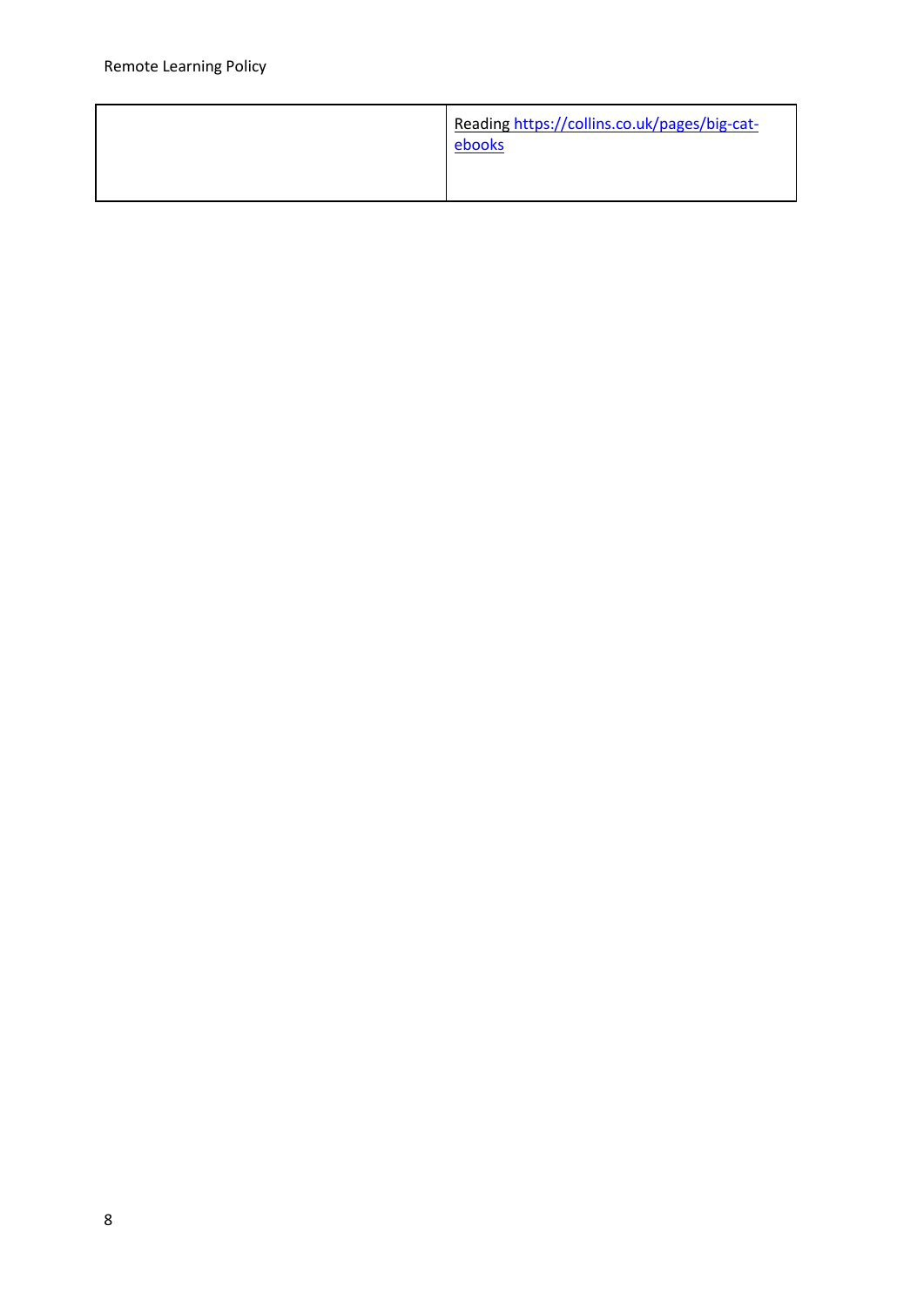| | |
|---|---|
| | Reading https://collins.co.uk/pages/big-cat-ebooks |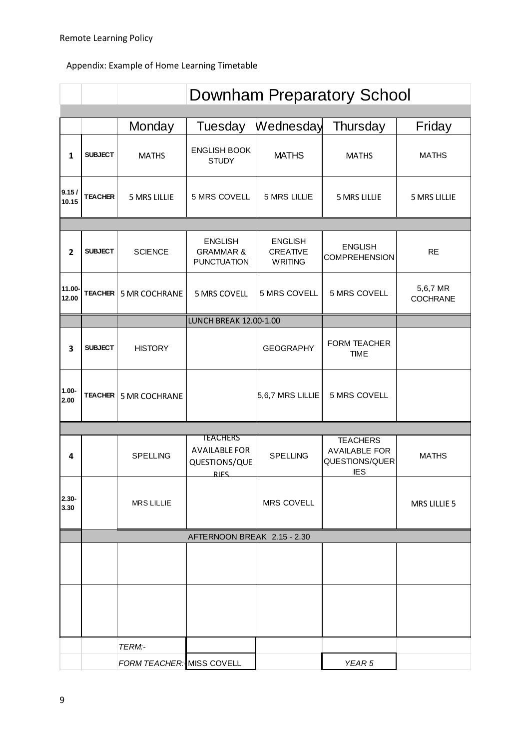Appendix: Example of Home Learning Timetable

| | | Downham Preparatory School | | | | |
|---|---|---|---|---|---|---|
| | | Monday | Tuesday | Wednesday | Thursday | Friday |
| 1 | SUBJECT | MATHS | ENGLISH BOOK STUDY | MATHS | MATHS | MATHS |
| 9.15 / 10.15 | TEACHER | 5 MRS LILLIE | 5 MRS COVELL | 5 MRS LILLIE | 5 MRS LILLIE | 5 MRS LILLIE |
| 2 | SUBJECT | SCIENCE | ENGLISH GRAMMAR & PUNCTUATION | ENGLISH CREATIVE WRITING | ENGLISH COMPREHENSION | RE |
| 11.00-12.00 | TEACHER | 5 MR COCHRANE | 5 MRS COVELL | 5 MRS COVELL | 5 MRS COVELL | 5,6,7 MR COCHRANE |
| | | | LUNCH BREAK 12.00-1.00 | | | |
| 3 | SUBJECT | HISTORY | | GEOGRAPHY | FORM TEACHER TIME | |
| 1.00-2.00 | TEACHER | 5 MR COCHRANE | | 5,6,7 MRS LILLIE | 5 MRS COVELL | |
| 4 | | SPELLING | TEACHERS AVAILABLE FOR QUESTIONS/QUERIES | SPELLING | TEACHERS AVAILABLE FOR QUESTIONS/QUERIES | MATHS |
| 2.30-3.30 | | MRS LILLIE | | MRS COVELL | | MRS LILLIE 5 |
| | | | AFTERNOON BREAK 2.15 - 2.30 | | | |
| | | | | | | |
| | | | | | | |
| | | *TERM:-* | | | | |
| | | *FORM TEACHER:-* | MISS COVELL | | *YEAR 5* | |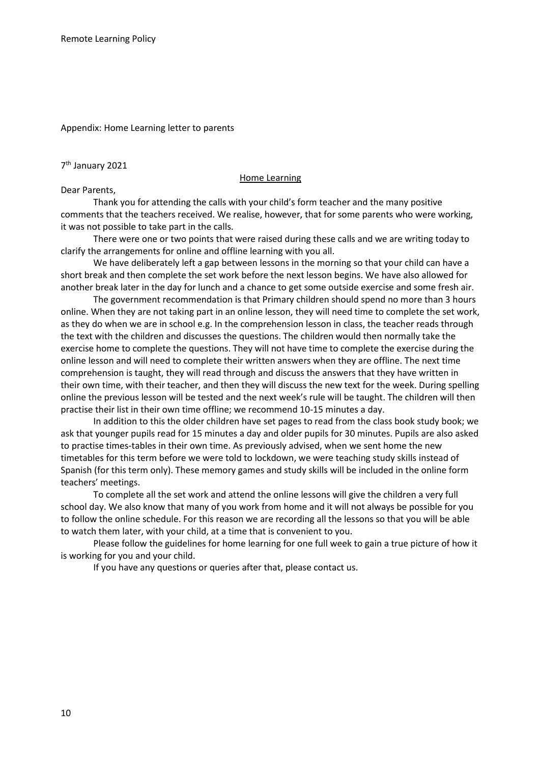Appendix: Home Learning letter to parents

7th January 2021

Home Learning

Dear Parents,

Thank you for attending the calls with your child's form teacher and the many positive comments that the teachers received. We realise, however, that for some parents who were working, it was not possible to take part in the calls.

There were one or two points that were raised during these calls and we are writing today to clarify the arrangements for online and offline learning with you all.

We have deliberately left a gap between lessons in the morning so that your child can have a short break and then complete the set work before the next lesson begins. We have also allowed for another break later in the day for lunch and a chance to get some outside exercise and some fresh air.

The government recommendation is that Primary children should spend no more than 3 hours online. When they are not taking part in an online lesson, they will need time to complete the set work, as they do when we are in school e.g. In the comprehension lesson in class, the teacher reads through the text with the children and discusses the questions. The children would then normally take the exercise home to complete the questions. They will not have time to complete the exercise during the online lesson and will need to complete their written answers when they are offline. The next time comprehension is taught, they will read through and discuss the answers that they have written in their own time, with their teacher, and then they will discuss the new text for the week. During spelling online the previous lesson will be tested and the next week's rule will be taught. The children will then practise their list in their own time offline; we recommend 10-15 minutes a day.

In addition to this the older children have set pages to read from the class book study book; we ask that younger pupils read for 15 minutes a day and older pupils for 30 minutes. Pupils are also asked to practise times-tables in their own time. As previously advised, when we sent home the new timetables for this term before we were told to lockdown, we were teaching study skills instead of Spanish (for this term only). These memory games and study skills will be included in the online form teachers' meetings.

To complete all the set work and attend the online lessons will give the children a very full school day. We also know that many of you work from home and it will not always be possible for you to follow the online schedule. For this reason we are recording all the lessons so that you will be able to watch them later, with your child, at a time that is convenient to you.

Please follow the guidelines for home learning for one full week to gain a true picture of how it is working for you and your child.

If you have any questions or queries after that, please contact us.